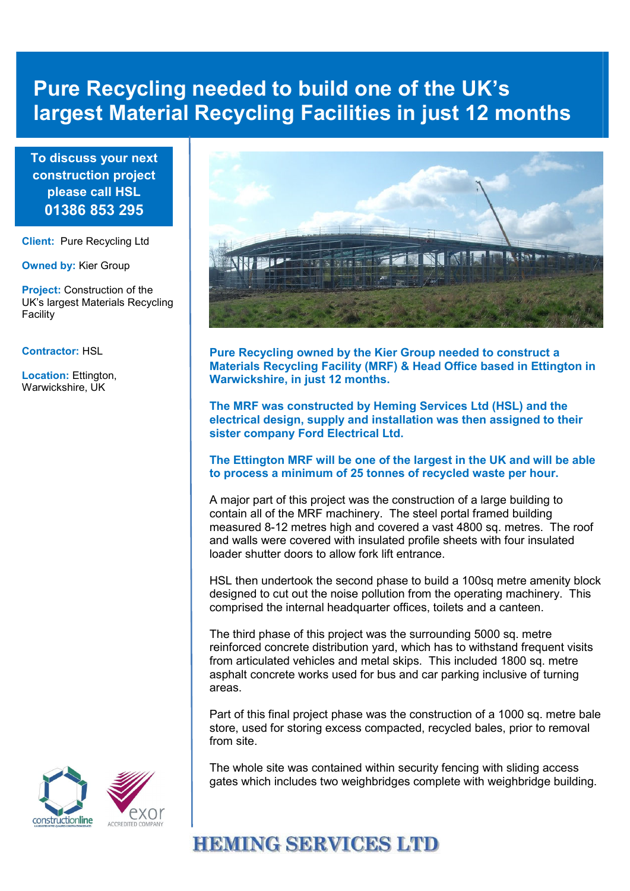# Pure Recycling needed to build one of the UK's largest Material Recycling Facilities in just 12 months

**To discuss your next construction project please call HSL 01386 853 295**

**Client:** Pure Recycling Ltd

**Owned by:** Kier Group

**Project:** Construction of the UK's largest Materials Recycling Facility

**Contractor:** HSL

**Location:** Ettington, Warwickshire, UK

**Pure Recycling owned by the Kier Group needed to construct a Materials Recycling Facility (MRF) & Head Office based in Ettington in Warwickshire, in just 12 months.**

**The MRF was constructed by Heming Services Ltd (HSL) and the electrical design, supply and installation was then assigned to their sister company Ford Electrical Ltd.**

**The Ettington MRF will be one of the largest in the UK and will be able to process a minimum of 25 tonnes of recycled waste per hour.**

A major part of this project was the construction of a large building to contain all of the MRF machinery. The steel portal framed building measured 8-12 metres high and covered a vast 4800 sq. metres. The roof and walls were covered with insulated profile sheets with four insulated loader shutter doors to allow fork lift entrance.

HSL then undertook the second phase to build a 100sq metre amenity block designed to cut out the noise pollution from the operating machinery. This comprised the internal headquarter offices, toilets and a canteen.

The third phase of this project was the surrounding 5000 sq. metre reinforced concrete distribution yard, which has to withstand frequent visits from articulated vehicles and metal skips. This included 1800 sq. metre asphalt concrete works used for bus and car parking inclusive of turning areas.

Part of this final project phase was the construction of a 1000 sq. metre bale store, used for storing excess compacted, recycled bales, prior to removal from site.

The whole site was contained within security fencing with sliding access gates which includes two weighbridges complete with weighbridge building.

constructionline

exor ACCREDITED COMPANY

HEMING SERVICES LTD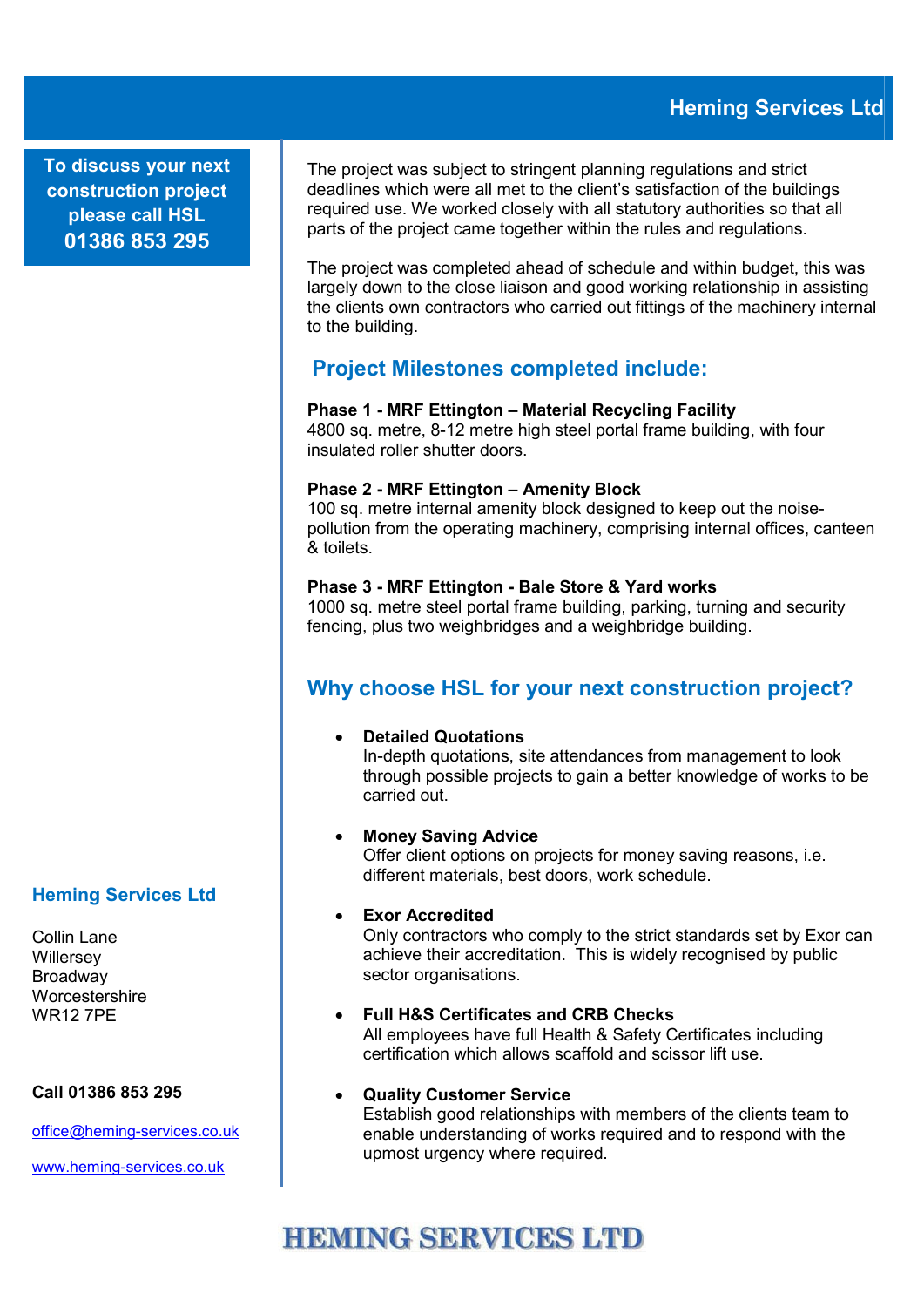**To discuss your next construction project please call HSL 01386 853 295**

The project was subject to stringent planning regulations and strict deadlines which were all met to the client's satisfaction of the buildings required use. We worked closely with all statutory authorities so that all parts of the project came together within the rules and regulations.

The project was completed ahead of schedule and within budget, this was largely down to the close liaison and good working relationship in assisting the clients own contractors who carried out fittings of the machinery internal to the building.

## Project Milestones completed include:

**Phase 1 - MRF Ettington – Material Recycling Facility**
4800 sq. metre, 8-12 metre high steel portal frame building, with four insulated roller shutter doors.

**Phase 2 - MRF Ettington – Amenity Block**
100 sq. metre internal amenity block designed to keep out the noise-pollution from the operating machinery, comprising internal offices, canteen & toilets.

**Phase 3 - MRF Ettington - Bale Store & Yard works**
1000 sq. metre steel portal frame building, parking, turning and security fencing, plus two weighbridges and a weighbridge building.

## Why choose HSL for your next construction project?

- **Detailed Quotations**
  In-depth quotations, site attendances from management to look through possible projects to gain a better knowledge of works to be carried out.

- **Money Saving Advice**
  Offer client options on projects for money saving reasons, i.e. different materials, best doors, work schedule.

- **Exor Accredited**
  Only contractors who comply to the strict standards set by Exor can achieve their accreditation. This is widely recognised by public sector organisations.

- **Full H&S Certificates and CRB Checks**
  All employees have full Health & Safety Certificates including certification which allows scaffold and scissor lift use.

- **Quality Customer Service**
  Establish good relationships with members of the clients team to enable understanding of works required and to respond with the upmost urgency where required.

### Heming Services Ltd

Collin Lane
Willersey
Broadway
Worcestershire
WR12 7PE

**Call 01386 853 295**

office@heming-services.co.uk

www.heming-services.co.uk

HEMING SERVICES LTD